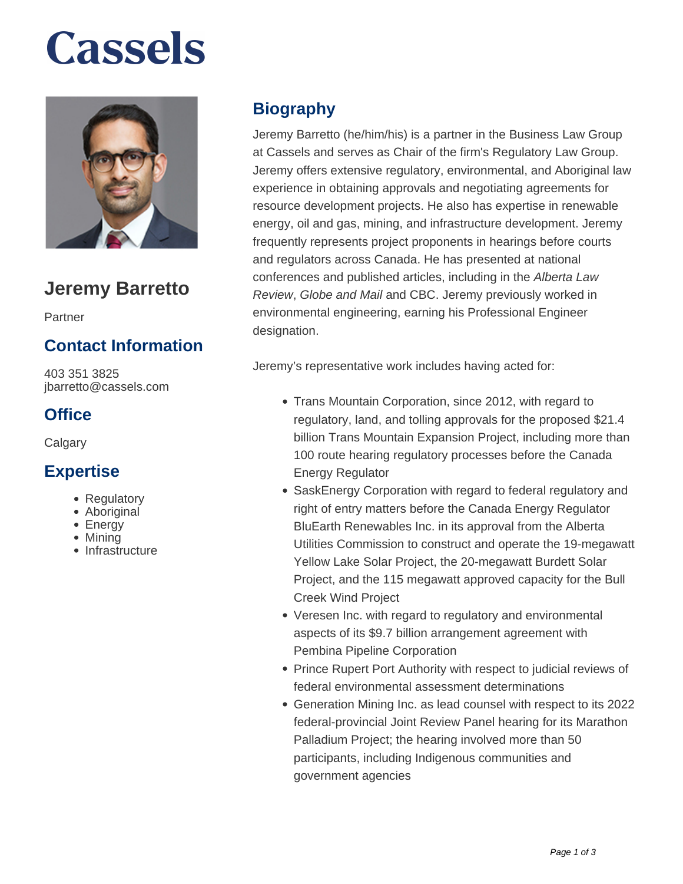# Cassels

## Jeremy Barretto

Partner

### Contact Information

403 351 3825
jbarretto@cassels.com

### Office

Calgary

### Expertise

- Regulatory
- Aboriginal
- Energy
- Mining
- Infrastructure

## Biography

Jeremy Barretto (he/him/his) is a partner in the Business Law Group at Cassels and serves as Chair of the firm's Regulatory Law Group. Jeremy offers extensive regulatory, environmental, and Aboriginal law experience in obtaining approvals and negotiating agreements for resource development projects. He also has expertise in renewable energy, oil and gas, mining, and infrastructure development. Jeremy frequently represents project proponents in hearings before courts and regulators across Canada. He has presented at national conferences and published articles, including in the *Alberta Law Review*, *Globe and Mail* and CBC. Jeremy previously worked in environmental engineering, earning his Professional Engineer designation.

Jeremy's representative work includes having acted for:

- Trans Mountain Corporation, since 2012, with regard to regulatory, land, and tolling approvals for the proposed $21.4 billion Trans Mountain Expansion Project, including more than 100 route hearing regulatory processes before the Canada Energy Regulator
- SaskEnergy Corporation with regard to federal regulatory and right of entry matters before the Canada Energy Regulator BluEarth Renewables Inc. in its approval from the Alberta Utilities Commission to construct and operate the 19-megawatt Yellow Lake Solar Project, the 20-megawatt Burdett Solar Project, and the 115 megawatt approved capacity for the Bull Creek Wind Project
- Veresen Inc. with regard to regulatory and environmental aspects of its $9.7 billion arrangement agreement with Pembina Pipeline Corporation
- Prince Rupert Port Authority with respect to judicial reviews of federal environmental assessment determinations
- Generation Mining Inc. as lead counsel with respect to its 2022 federal-provincial Joint Review Panel hearing for its Marathon Palladium Project; the hearing involved more than 50 participants, including Indigenous communities and government agencies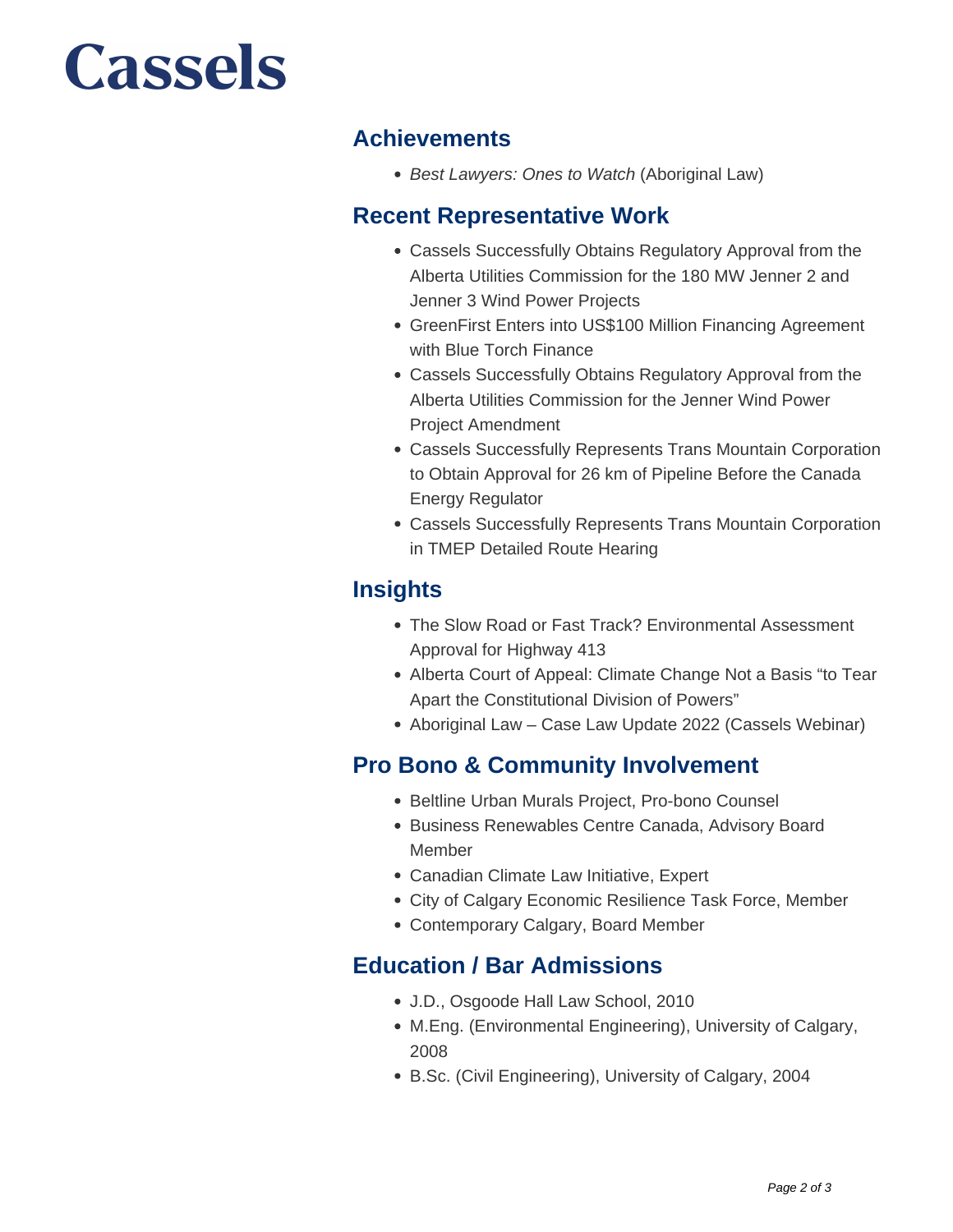## Achievements

- *Best Lawyers: Ones to Watch* (Aboriginal Law)

## Recent Representative Work

- Cassels Successfully Obtains Regulatory Approval from the Alberta Utilities Commission for the 180 MW Jenner 2 and Jenner 3 Wind Power Projects
- GreenFirst Enters into US$100 Million Financing Agreement with Blue Torch Finance
- Cassels Successfully Obtains Regulatory Approval from the Alberta Utilities Commission for the Jenner Wind Power Project Amendment
- Cassels Successfully Represents Trans Mountain Corporation to Obtain Approval for 26 km of Pipeline Before the Canada Energy Regulator
- Cassels Successfully Represents Trans Mountain Corporation in TMEP Detailed Route Hearing

## Insights

- The Slow Road or Fast Track? Environmental Assessment Approval for Highway 413
- Alberta Court of Appeal: Climate Change Not a Basis "to Tear Apart the Constitutional Division of Powers"
- Aboriginal Law – Case Law Update 2022 (Cassels Webinar)

## Pro Bono & Community Involvement

- Beltline Urban Murals Project, Pro-bono Counsel
- Business Renewables Centre Canada, Advisory Board Member
- Canadian Climate Law Initiative, Expert
- City of Calgary Economic Resilience Task Force, Member
- Contemporary Calgary, Board Member

## Education / Bar Admissions

- J.D., Osgoode Hall Law School, 2010
- M.Eng. (Environmental Engineering), University of Calgary, 2008
- B.Sc. (Civil Engineering), University of Calgary, 2004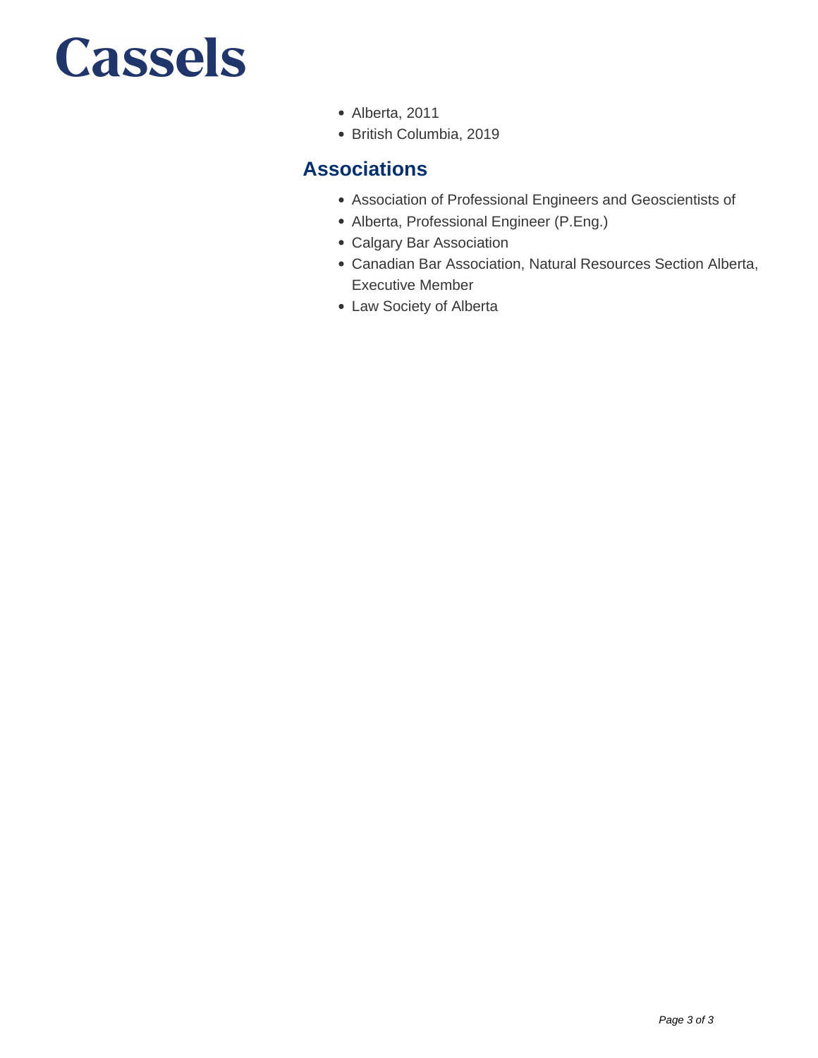- Alberta, 2011
- British Columbia, 2019

## Associations

- Association of Professional Engineers and Geoscientists of
- Alberta, Professional Engineer (P.Eng.)
- Calgary Bar Association
- Canadian Bar Association, Natural Resources Section Alberta, Executive Member
- Law Society of Alberta